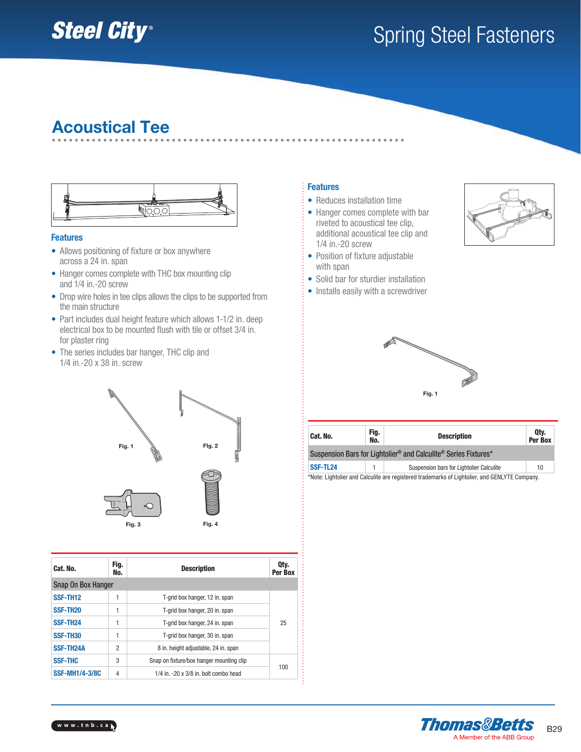# Spring Steel Fasteners

## Acoustical Tee

### Features

- Allows positioning of fixture or box anywhere across a 24 in. span
- Hanger comes complete with THC box mounting clip and 1/4 in.-20 screw
- Drop wire holes in tee clips allows the clips to be supported from the main structure
- Part includes dual height feature which allows 1-1/2 in. deep electrical box to be mounted flush with tile or offset 3/4 in. for plaster ring
- The series includes bar hanger, THC clip and 1/4 in.-20 x 38 in. screw

Fig. 1

Fig. 2

Fig. 3

Fig. 4

| Cat. No. | Fig. No. | Description | Qty. Per Box |
|---|---|---|---|
| Snap On Box Hanger | | | |
| SSF-TH12 | 1 | T-grid box hanger, 12 in. span | 25 |
| SSF-TH20 | 1 | T-grid box hanger, 20 in. span | |
| SSF-TH24 | 1 | T-grid box hanger, 24 in. span | |
| SSF-TH30 | 1 | T-grid box hanger, 30 in. span | |
| SSF-TH24A | 2 | 8 in. height adjustable, 24 in. span | |
| SSF-THC | 3 | Snap on fixture/box hanger mounting clip | 100 |
| SSF-MH1/4-3/8C | 4 | 1/4 in. -20 x 3/8 in. bolt combo head | |

### Features

- Reduces installation time
- Hanger comes complete with bar riveted to acoustical tee clip, additional acoustical tee clip and 1/4 in.-20 screw
- Position of fixture adjustable with span
- Solid bar for sturdier installation
- Installs easily with a screwdriver

Fig. 1

| Cat. No. | Fig. No. | Description | Qty. Per Box |
|---|---|---|---|
| Suspension Bars for Lightolier® and Calculite® Series Fixtures* | | | |
| SSF-TL24 | 1 | Suspension bars for Lightolier Calculite | 10 |

*Note: Lightolier and Calculite are registered trademarks of Lightolier, and GENLYTE Company.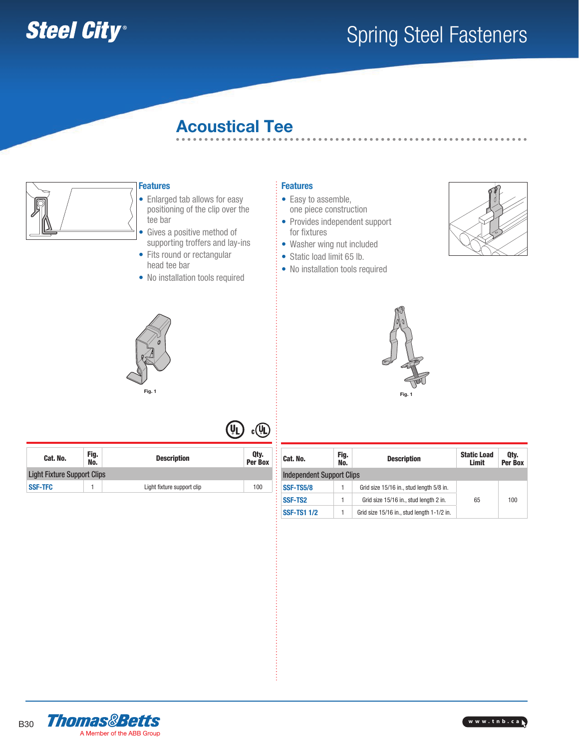Steel City®

# Spring Steel Fasteners

## Acoustical Tee

### Features

- Enlarged tab allows for easy positioning of the clip over the tee bar
- Gives a positive method of supporting troffers and lay-ins
- Fits round or rectangular head tee bar
- No installation tools required

Fig. 1

| Cat. No. | Fig. No. | Description | Qty. Per Box |
|---|---|---|---|
| Light Fixture Support Clips | | | |
| SSF-TFC | 1 | Light fixture support clip | 100 |

### Features

- Easy to assemble, one piece construction
- Provides independent support for fixtures
- Washer wing nut included
- Static load limit 65 lb.
- No installation tools required

Fig. 1

| Cat. No. | Fig. No. | Description | Static Load Limit | Qty. Per Box |
|---|---|---|---|---|
| Independent Support Clips | | | | |
| SSF-TS5/8 | 1 | Grid size 15/16 in., stud length 5/8 in. | 65 | 100 |
| SSF-TS2 | 1 | Grid size 15/16 in., stud length 2 in. | 65 | 100 |
| SSF-TS1 1/2 | 1 | Grid size 15/16 in., stud length 1-1/2 in. | 65 | 100 |

Thomas&Betts — A Member of the ABB Group

www.tnb.ca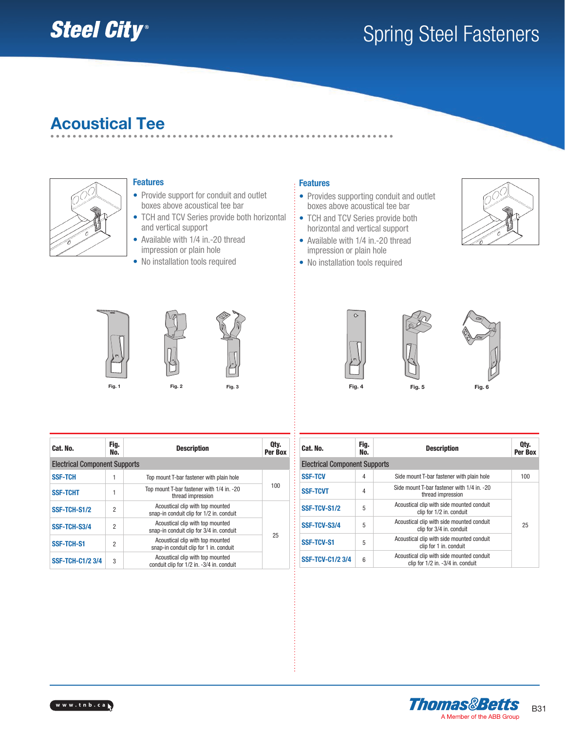Steel City®

# Spring Steel Fasteners

## Acoustical Tee

### Features

- Provide support for conduit and outlet boxes above acoustical tee bar
- TCH and TCV Series provide both horizontal and vertical support
- Available with 1/4 in.-20 thread impression or plain hole
- No installation tools required

Fig. 1 Fig. 2 Fig. 3

| Cat. No. | Fig. No. | Description | Qty. Per Box |
|---|---|---|---|
| Electrical Component Supports | | | |
| SSF-TCH | 1 | Top mount T-bar fastener with plain hole | 100 |
| SSF-TCHT | 1 | Top mount T-bar fastener with 1/4 in. -20 thread impression | 100 |
| SSF-TCH-S1/2 | 2 | Acoustical clip with top mounted snap-in conduit clip for 1/2 in. conduit | 25 |
| SSF-TCH-S3/4 | 2 | Acoustical clip with top mounted snap-in conduit clip for 3/4 in. conduit | 25 |
| SSF-TCH-S1 | 2 | Acoustical clip with top mounted snap-in conduit clip for 1 in. conduit | 25 |
| SSF-TCH-C1/2 3/4 | 3 | Acoustical clip with top mounted conduit clip for 1/2 in. -3/4 in. conduit | 25 |

### Features

- Provides supporting conduit and outlet boxes above acoustical tee bar
- TCH and TCV Series provide both horizontal and vertical support
- Available with 1/4 in.-20 thread impression or plain hole
- No installation tools required

Fig. 4 Fig. 5 Fig. 6

| Cat. No. | Fig. No. | Description | Qty. Per Box |
|---|---|---|---|
| Electrical Component Supports | | | |
| SSF-TCV | 4 | Side mount T-bar fastener with plain hole | 100 |
| SSF-TCVT | 4 | Side mount T-bar fastener with 1/4 in. -20 thread impression | 25 |
| SSF-TCV-S1/2 | 5 | Acoustical clip with side mounted conduit clip for 1/2 in. conduit | 25 |
| SSF-TCV-S3/4 | 5 | Acoustical clip with side mounted conduit clip for 3/4 in. conduit | 25 |
| SSF-TCV-S1 | 5 | Acoustical clip with side mounted conduit clip for 1 in. conduit | 25 |
| SSF-TCV-C1/2 3/4 | 6 | Acoustical clip with side mounted conduit clip for 1/2 in. -3/4 in. conduit | 25 |

www.tnb.ca

Thomas&Betts
A Member of the ABB Group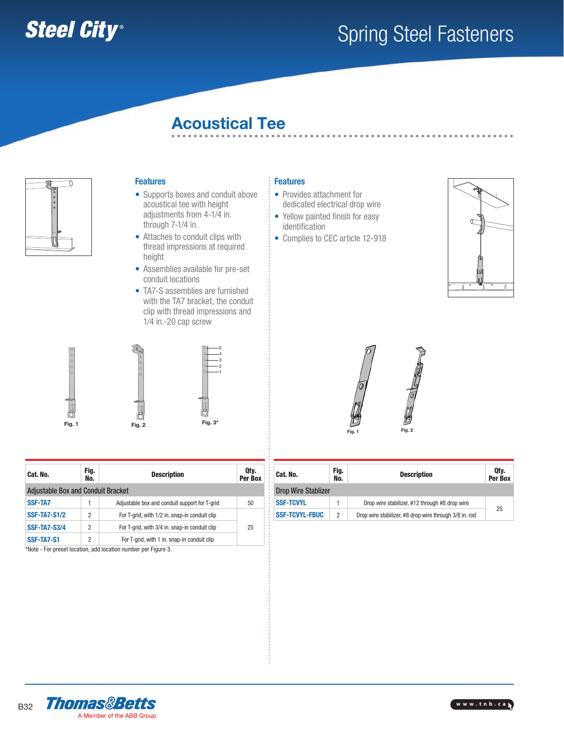# Spring Steel Fasteners

## Acoustical Tee

### Features

- Supports boxes and conduit above acoustical tee with height adjustments from 4-1/4 in. through 7-1/4 in.
- Attaches to conduit clips with thread impressions at required height
- Assemblies available for pre-set conduit locations
- TA7-S assemblies are furnished with the TA7 bracket, the conduit clip with thread impressions and 1/4 in.-20 cap screw

Fig. 1 Fig. 2 Fig. 3*

| Cat. No. | Fig. No. | Description | Qty. Per Box |
|---|---|---|---|
| **Adjustable Box and Conduit Bracket** | | | |
| **SSF-TA7** | 1 | Adjustable box and conduit support for T-grid | 50 |
| **SSF-TA7-S1/2** | 2 | For T-grid, with 1/2 in. snap-in conduit clip | 25 |
| **SSF-TA7-S3/4** | 2 | For T-grid, with 3/4 in. snap-in conduit clip | |
| **SSF-TA7-S1** | 2 | For T-grid, with 1 in. snap-in conduit clip | |

*Note - For preset location, add location number per Figure 3.

### Features

- Provides attachment for dedicated electrical drop wire
- Yellow painted finish for easy identification
- Complies to CEC article 12-918

Fig. 1 Fig. 2

| Cat. No. | Fig. No. | Description | Qty. Per Box |
|---|---|---|---|
| **Drop Wire Stablizer** | | | |
| **SSF-TCVYL** | 1 | Drop wire stabilizer, #12 through #8 drop wire | 25 |
| **SSF-TCVYL-FBUC** | 2 | Drop wire stabilizer, #8 drop wire through 3/8 in. rod | |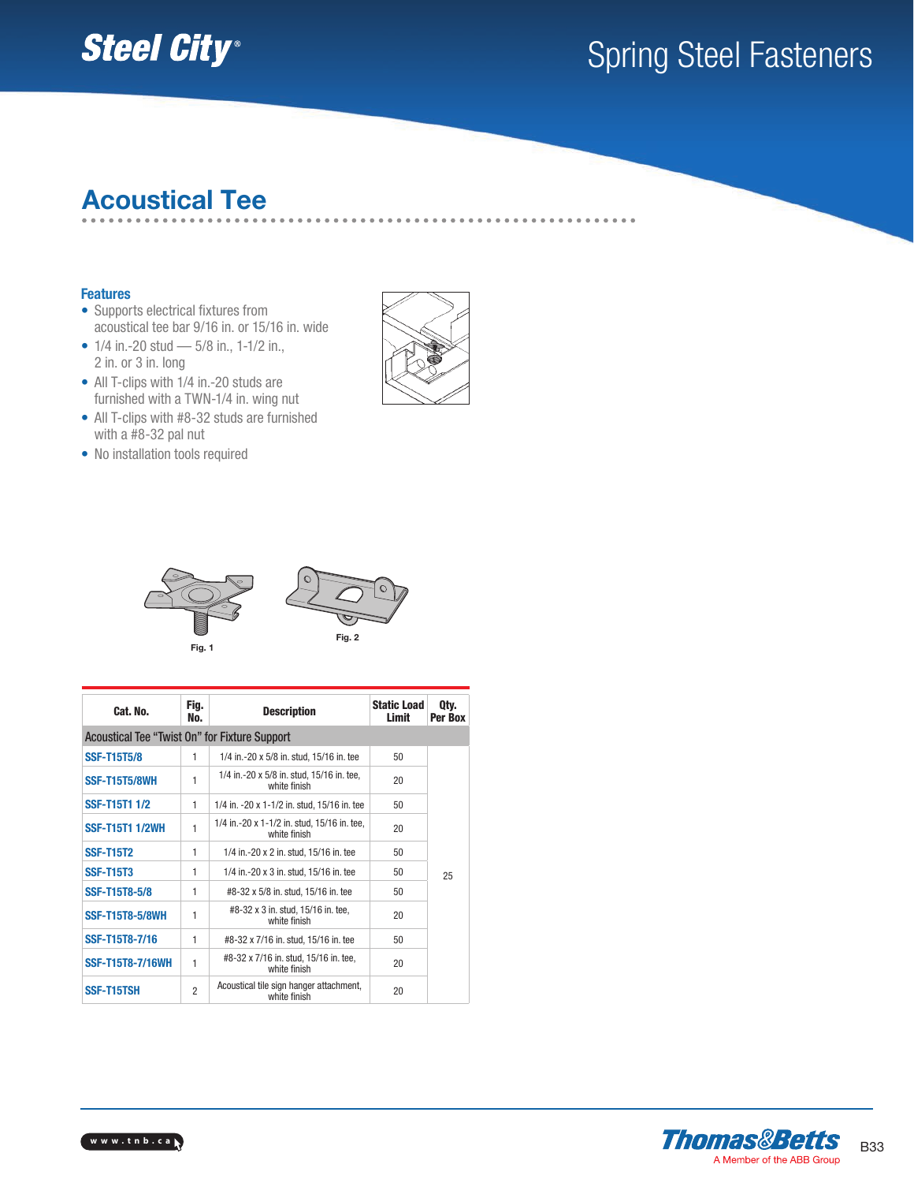# Spring Steel Fasteners

## Acoustical Tee

### Features

- Supports electrical fixtures from acoustical tee bar 9/16 in. or 15/16 in. wide
- 1/4 in.-20 stud — 5/8 in., 1-1/2 in., 2 in. or 3 in. long
- All T-clips with 1/4 in.-20 studs are furnished with a TWN-1/4 in. wing nut
- All T-clips with #8-32 studs are furnished with a #8-32 pal nut
- No installation tools required

Fig. 1

Fig. 2

| Cat. No. | Fig. No. | Description | Static Load Limit | Qty. Per Box |
|---|---|---|---|---|
| **Acoustical Tee "Twist On" for Fixture Support** | | | | |
| **SSF-T15T5/8** | 1 | 1/4 in.-20 x 5/8 in. stud, 15/16 in. tee | 50 | 25 |
| **SSF-T15T5/8WH** | 1 | 1/4 in.-20 x 5/8 in. stud, 15/16 in. tee, white finish | 20 | 25 |
| **SSF-T15T1 1/2** | 1 | 1/4 in. -20 x 1-1/2 in. stud, 15/16 in. tee | 50 | 25 |
| **SSF-T15T1 1/2WH** | 1 | 1/4 in.-20 x 1-1/2 in. stud, 15/16 in. tee, white finish | 20 | 25 |
| **SSF-T15T2** | 1 | 1/4 in.-20 x 2 in. stud, 15/16 in. tee | 50 | 25 |
| **SSF-T15T3** | 1 | 1/4 in.-20 x 3 in. stud, 15/16 in. tee | 50 | 25 |
| **SSF-T15T8-5/8** | 1 | #8-32 x 5/8 in. stud, 15/16 in. tee | 50 | 25 |
| **SSF-T15T8-5/8WH** | 1 | #8-32 x 3 in. stud, 15/16 in. tee, white finish | 20 | 25 |
| **SSF-T15T8-7/16** | 1 | #8-32 x 7/16 in. stud, 15/16 in. tee | 50 | 25 |
| **SSF-T15T8-7/16WH** | 1 | #8-32 x 7/16 in. stud, 15/16 in. tee, white finish | 20 | 25 |
| **SSF-T15TSH** | 2 | Acoustical tile sign hanger attachment, white finish | 20 | 25 |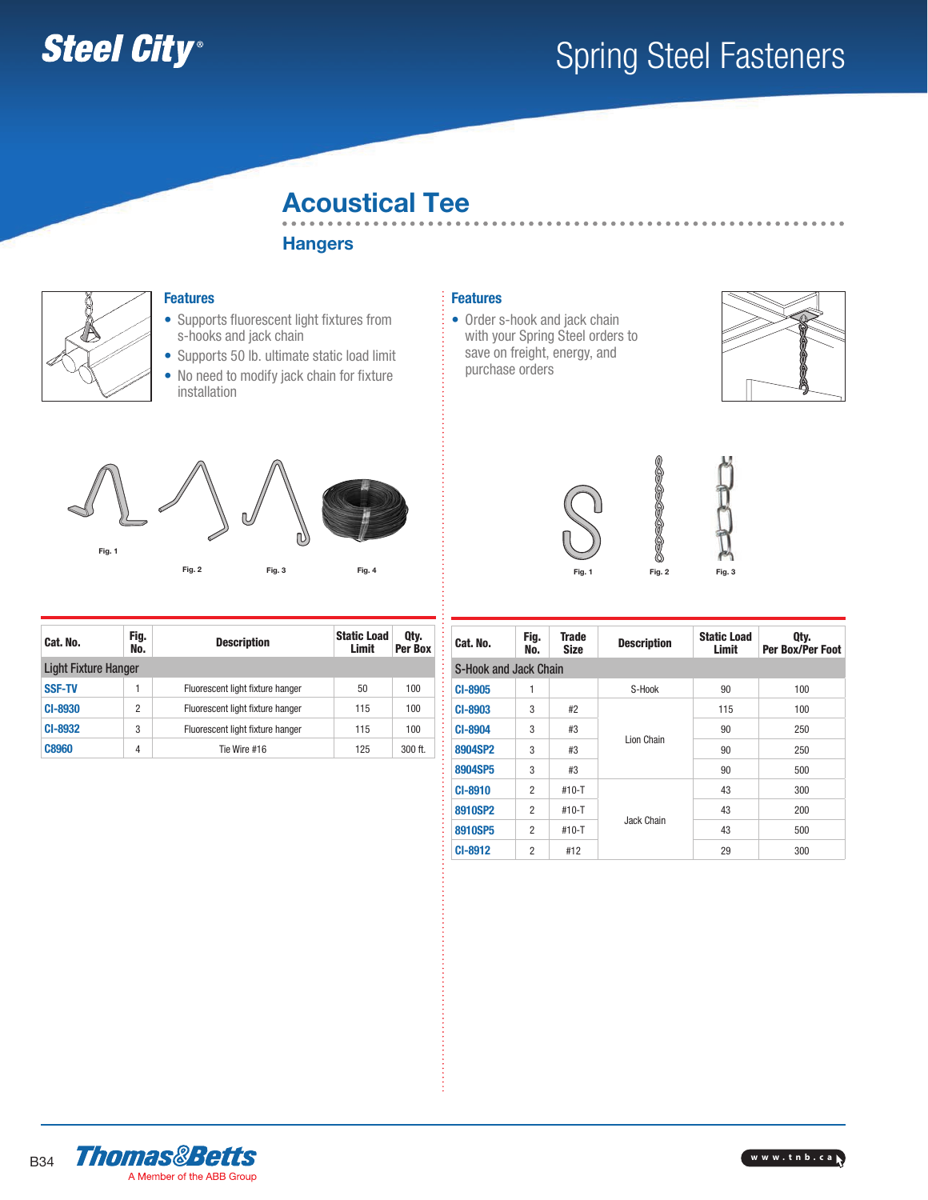# Acoustical Tee

## Hangers

### Features

- Supports fluorescent light fixtures from s-hooks and jack chain
- Supports 50 lb. ultimate static load limit
- No need to modify jack chain for fixture installation

Fig. 1

Fig. 2

Fig. 3

Fig. 4

| Cat. No. | Fig. No. | Description | Static Load Limit | Qty. Per Box |
|---|---|---|---|---|
| Light Fixture Hanger | | | | |
| SSF-TV | 1 | Fluorescent light fixture hanger | 50 | 100 |
| CI-8930 | 2 | Fluorescent light fixture hanger | 115 | 100 |
| CI-8932 | 3 | Fluorescent light fixture hanger | 115 | 100 |
| C8960 | 4 | Tie Wire #16 | 125 | 300 ft. |

### Features

- Order s-hook and jack chain with your Spring Steel orders to save on freight, energy, and purchase orders

Fig. 1

Fig. 2

Fig. 3

| Cat. No. | Fig. No. | Trade Size | Description | Static Load Limit | Qty. Per Box/Per Foot |
|---|---|---|---|---|---|
| S-Hook and Jack Chain | | | | | |
| CI-8905 | 1 | | S-Hook | 90 | 100 |
| CI-8903 | 3 | #2 | Lion Chain | 115 | 100 |
| CI-8904 | 3 | #3 | Lion Chain | 90 | 250 |
| 8904SP2 | 3 | #3 | Lion Chain | 90 | 250 |
| 8904SP5 | 3 | #3 | Lion Chain | 90 | 500 |
| CI-8910 | 2 | #10-T | Jack Chain | 43 | 300 |
| 8910SP2 | 2 | #10-T | Jack Chain | 43 | 200 |
| 8910SP5 | 2 | #10-T | Jack Chain | 43 | 500 |
| CI-8912 | 2 | #12 | Jack Chain | 29 | 300 |